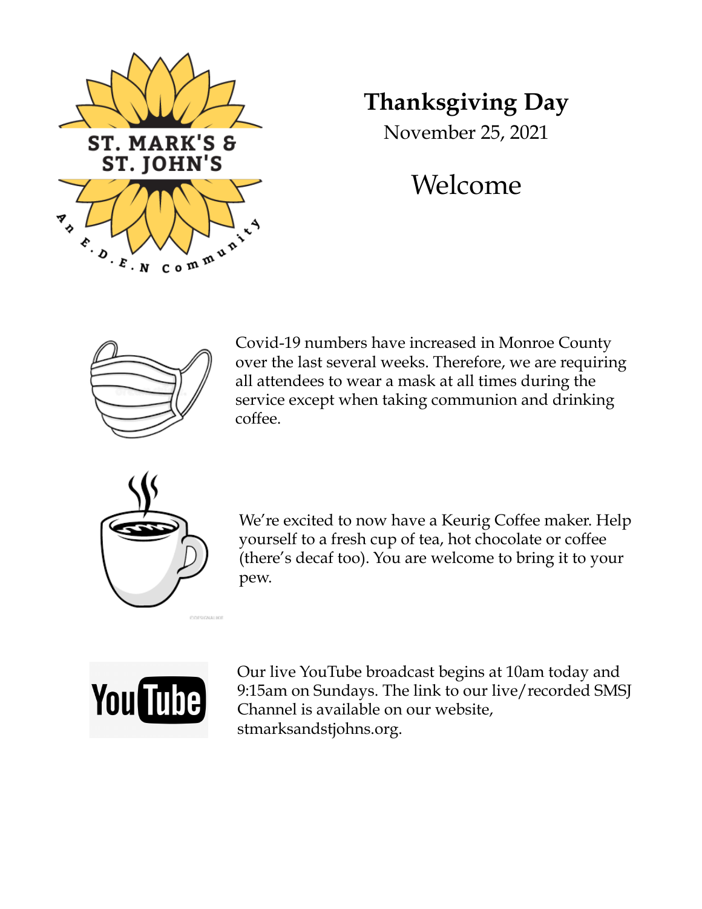ST. MARK'S & ST. JOHN'S

An E.D.E.N Community

# Thanksgiving Day

November 25, 2021

## Welcome

Covid-19 numbers have increased in Monroe County over the last several weeks. Therefore, we are requiring all attendees to wear a mask at all times during the service except when taking communion and drinking coffee.

We're excited to now have a Keurig Coffee maker. Help yourself to a fresh cup of tea, hot chocolate or coffee (there's decaf too). You are welcome to bring it to your pew.

Our live YouTube broadcast begins at 10am today and 9:15am on Sundays. The link to our live/recorded SMSJ Channel is available on our website, stmarksandstjohns.org.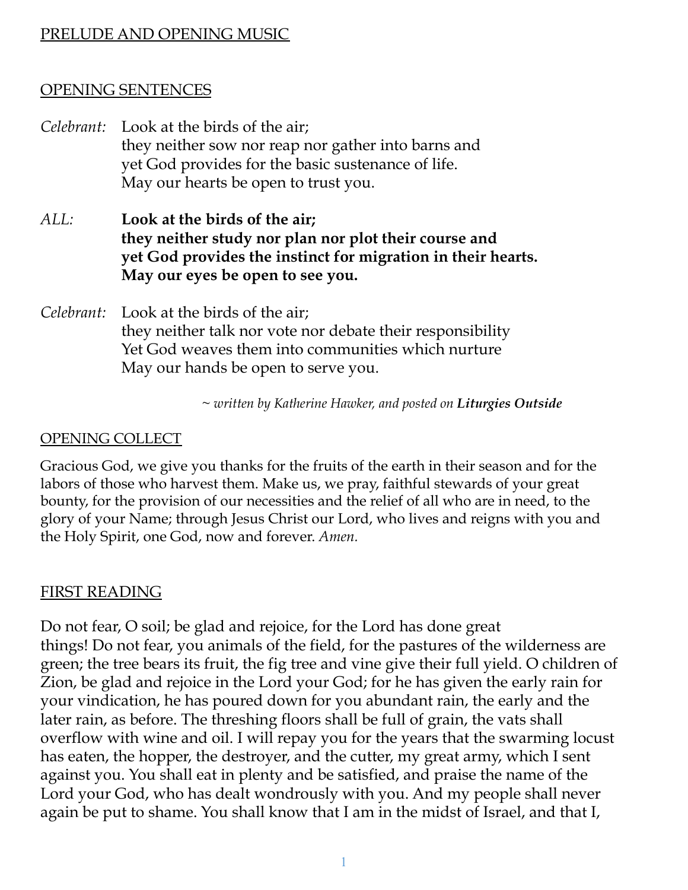## PRELUDE AND OPENING MUSIC

## OPENING SENTENCES

*Celebrant:* Look at the birds of the air;
they neither sow nor reap nor gather into barns and
yet God provides for the basic sustenance of life.
May our hearts be open to trust you.

*ALL:* **Look at the birds of the air;**
**they neither study nor plan nor plot their course and**
**yet God provides the instinct for migration in their hearts.**
**May our eyes be open to see you.**

*Celebrant:* Look at the birds of the air;
they neither talk nor vote nor debate their responsibility
Yet God weaves them into communities which nurture
May our hands be open to serve you.

*~ written by Katherine Hawker, and posted on* ***Liturgies Outside***

## OPENING COLLECT

Gracious God, we give you thanks for the fruits of the earth in their season and for the labors of those who harvest them. Make us, we pray, faithful stewards of your great bounty, for the provision of our necessities and the relief of all who are in need, to the glory of your Name; through Jesus Christ our Lord, who lives and reigns with you and the Holy Spirit, one God, now and forever. *Amen.*

## FIRST READING

Do not fear, O soil; be glad and rejoice, for the Lord has done great things! Do not fear, you animals of the field, for the pastures of the wilderness are green; the tree bears its fruit, the fig tree and vine give their full yield. O children of Zion, be glad and rejoice in the Lord your God; for he has given the early rain for your vindication, he has poured down for you abundant rain, the early and the later rain, as before. The threshing floors shall be full of grain, the vats shall overflow with wine and oil. I will repay you for the years that the swarming locust has eaten, the hopper, the destroyer, and the cutter, my great army, which I sent against you. You shall eat in plenty and be satisfied, and praise the name of the Lord your God, who has dealt wondrously with you. And my people shall never again be put to shame. You shall know that I am in the midst of Israel, and that I,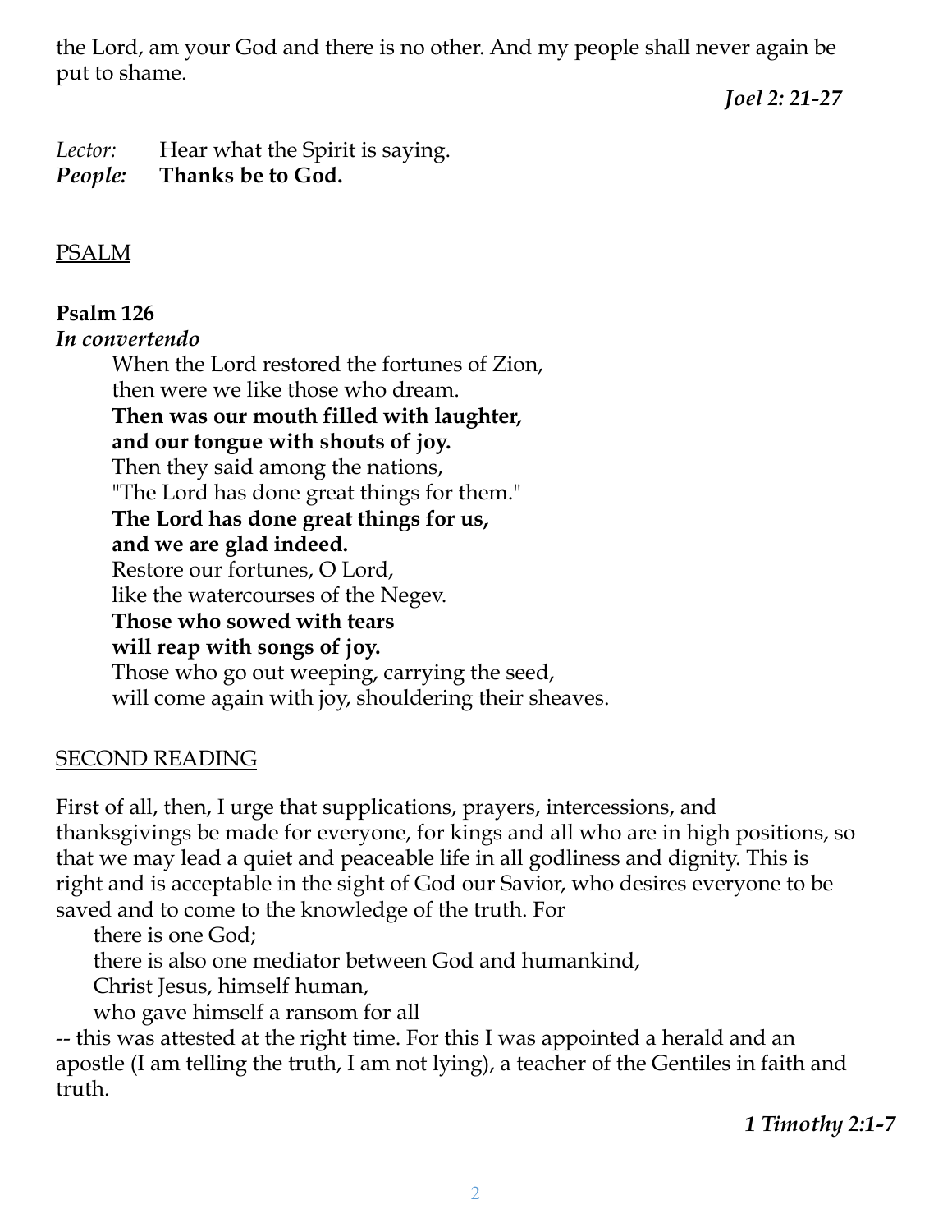the Lord, am your God and there is no other. And my people shall never again be put to shame.

***Joel 2: 21-27***

*Lector:* Hear what the Spirit is saying.
***People:*** **Thanks be to God.**

PSALM

**Psalm 126**
***In convertendo***

When the Lord restored the fortunes of Zion,
then were we like those who dream.
**Then was our mouth filled with laughter,**
**and our tongue with shouts of joy.**
Then they said among the nations,
"The Lord has done great things for them."
**The Lord has done great things for us,**
**and we are glad indeed.**
Restore our fortunes, O Lord,
like the watercourses of the Negev.
**Those who sowed with tears**
**will reap with songs of joy.**
Those who go out weeping, carrying the seed,
will come again with joy, shouldering their sheaves.

SECOND READING

First of all, then, I urge that supplications, prayers, intercessions, and thanksgivings be made for everyone, for kings and all who are in high positions, so that we may lead a quiet and peaceable life in all godliness and dignity. This is right and is acceptable in the sight of God our Savior, who desires everyone to be saved and to come to the knowledge of the truth. For

there is one God;
there is also one mediator between God and humankind,
Christ Jesus, himself human,
who gave himself a ransom for all

-- this was attested at the right time. For this I was appointed a herald and an apostle (I am telling the truth, I am not lying), a teacher of the Gentiles in faith and truth.

***1 Timothy 2:1-7***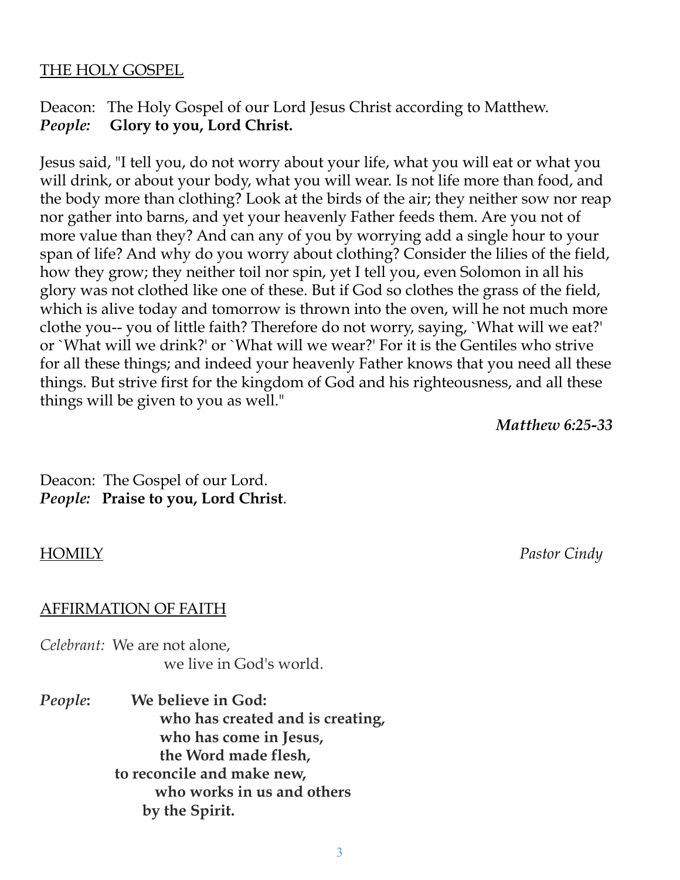THE HOLY GOSPEL

Deacon: The Holy Gospel of our Lord Jesus Christ according to Matthew.
***People:* Glory to you, Lord Christ.**

Jesus said, "I tell you, do not worry about your life, what you will eat or what you will drink, or about your body, what you will wear. Is not life more than food, and the body more than clothing? Look at the birds of the air; they neither sow nor reap nor gather into barns, and yet your heavenly Father feeds them. Are you not of more value than they? And can any of you by worrying add a single hour to your span of life? And why do you worry about clothing? Consider the lilies of the field, how they grow; they neither toil nor spin, yet I tell you, even Solomon in all his glory was not clothed like one of these. But if God so clothes the grass of the field, which is alive today and tomorrow is thrown into the oven, will he not much more clothe you-- you of little faith? Therefore do not worry, saying, `What will we eat?' or `What will we drink?' or `What will we wear?' For it is the Gentiles who strive for all these things; and indeed your heavenly Father knows that you need all these things. But strive first for the kingdom of God and his righteousness, and all these things will be given to you as well."

***Matthew 6:25-33***

Deacon: The Gospel of our Lord.
***People:* Praise to you, Lord Christ**.

HOMILY *Pastor Cindy*

AFFIRMATION OF FAITH

*Celebrant:* We are not alone,
we live in God's world.

***People*: We believe in God:**
**who has created and is creating,**
**who has come in Jesus,**
**the Word made flesh,**
**to reconcile and make new,**
**who works in us and others**
**by the Spirit.**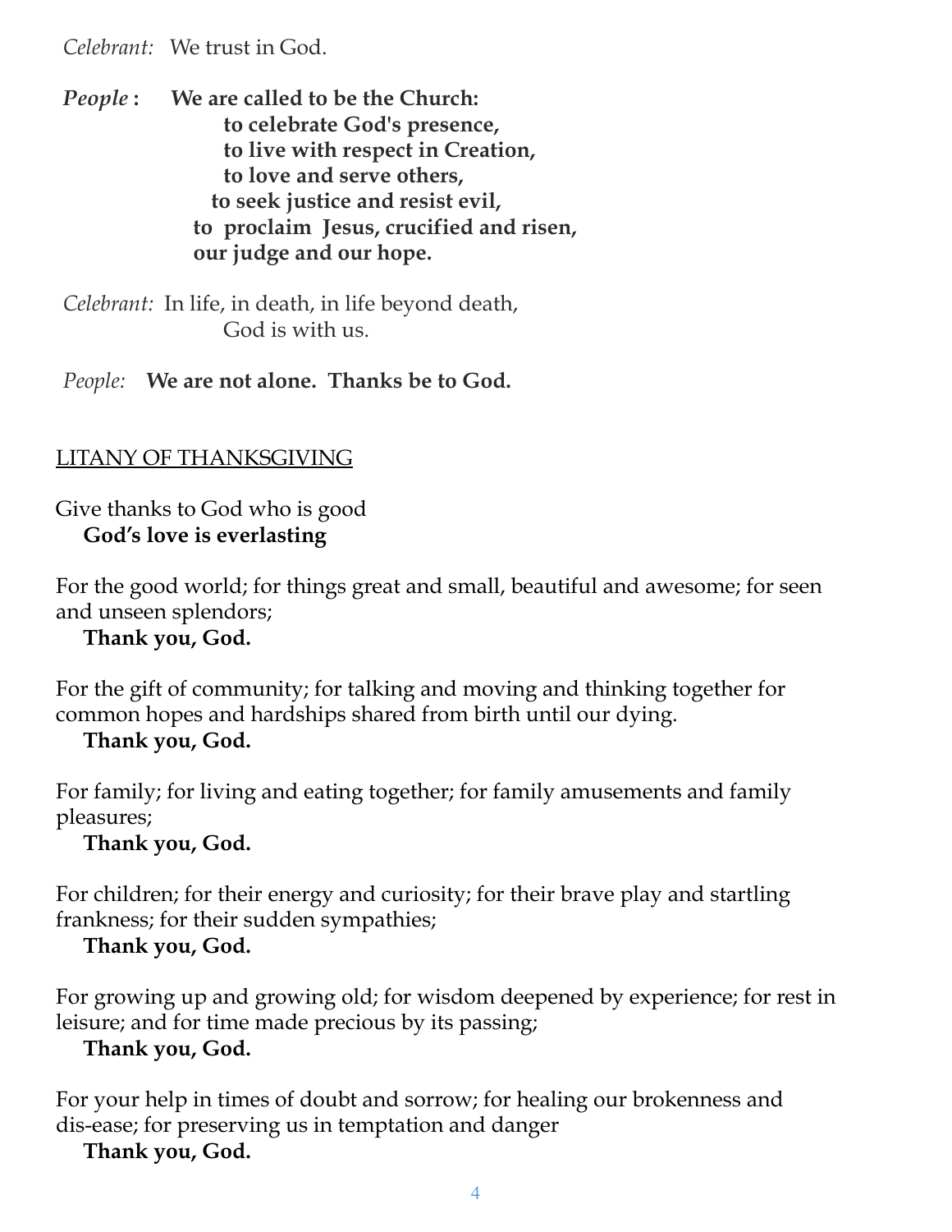*Celebrant:* We trust in God.

*People* : **We are called to be the Church:**
**to celebrate God's presence,**
**to live with respect in Creation,**
**to love and serve others,**
**to seek justice and resist evil,**
**to proclaim Jesus, crucified and risen,**
**our judge and our hope.**

*Celebrant:* In life, in death, in life beyond death,
God is with us.

*People:* **We are not alone. Thanks be to God.**

## LITANY OF THANKSGIVING

Give thanks to God who is good
**God's love is everlasting**

For the good world; for things great and small, beautiful and awesome; for seen and unseen splendors;
**Thank you, God.**

For the gift of community; for talking and moving and thinking together for common hopes and hardships shared from birth until our dying.
**Thank you, God.**

For family; for living and eating together; for family amusements and family pleasures;
**Thank you, God.**

For children; for their energy and curiosity; for their brave play and startling frankness; for their sudden sympathies;
**Thank you, God.**

For growing up and growing old; for wisdom deepened by experience; for rest in leisure; and for time made precious by its passing;
**Thank you, God.**

For your help in times of doubt and sorrow; for healing our brokenness and dis-ease; for preserving us in temptation and danger
**Thank you, God.**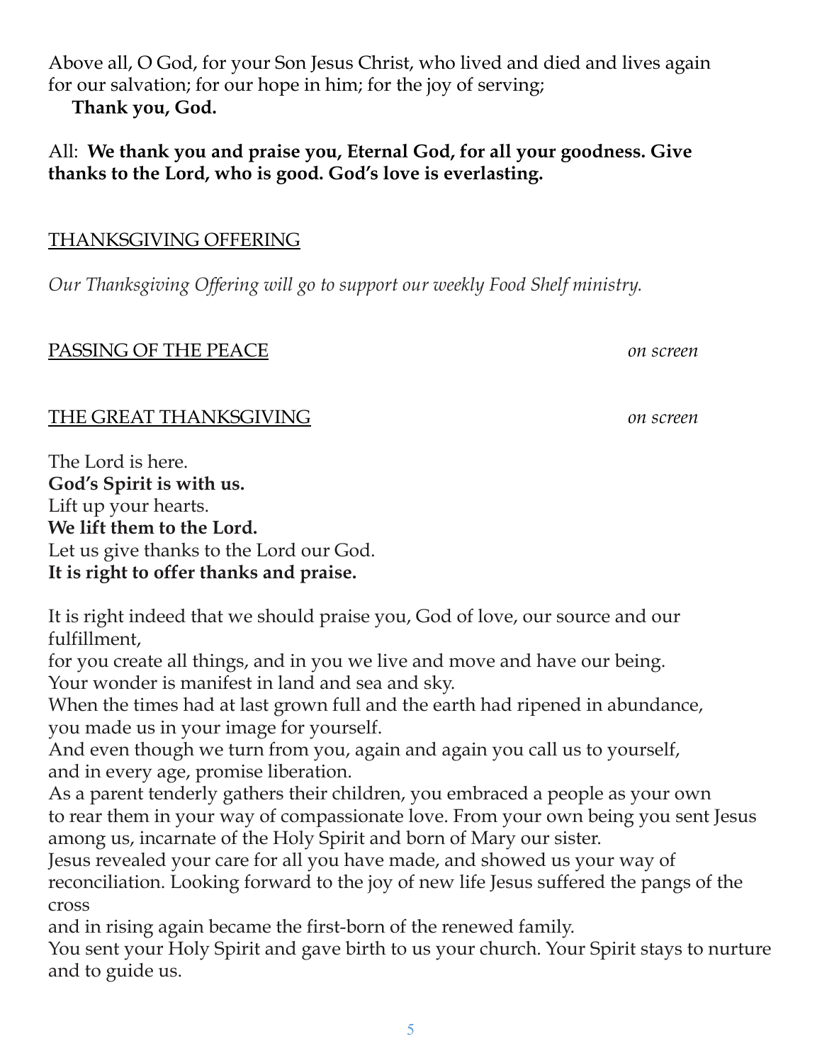Above all, O God, for your Son Jesus Christ, who lived and died and lives again for our salvation; for our hope in him; for the joy of serving;
**Thank you, God.**

All: **We thank you and praise you, Eternal God, for all your goodness. Give thanks to the Lord, who is good. God's love is everlasting.**

## THANKSGIVING OFFERING

*Our Thanksgiving Offering will go to support our weekly Food Shelf ministry.*

## PASSING OF THE PEACE *on screen*

## THE GREAT THANKSGIVING *on screen*

The Lord is here.
**God's Spirit is with us.**
Lift up your hearts.
**We lift them to the Lord.**
Let us give thanks to the Lord our God.
**It is right to offer thanks and praise.**

It is right indeed that we should praise you, God of love, our source and our fulfillment,
for you create all things, and in you we live and move and have our being.
Your wonder is manifest in land and sea and sky.
When the times had at last grown full and the earth had ripened in abundance,
you made us in your image for yourself.
And even though we turn from you, again and again you call us to yourself,
and in every age, promise liberation.
As a parent tenderly gathers their children, you embraced a people as your own
to rear them in your way of compassionate love. From your own being you sent Jesus among us, incarnate of the Holy Spirit and born of Mary our sister.
Jesus revealed your care for all you have made, and showed us your way of reconciliation. Looking forward to the joy of new life Jesus suffered the pangs of the cross
and in rising again became the first-born of the renewed family.
You sent your Holy Spirit and gave birth to us your church. Your Spirit stays to nurture and to guide us.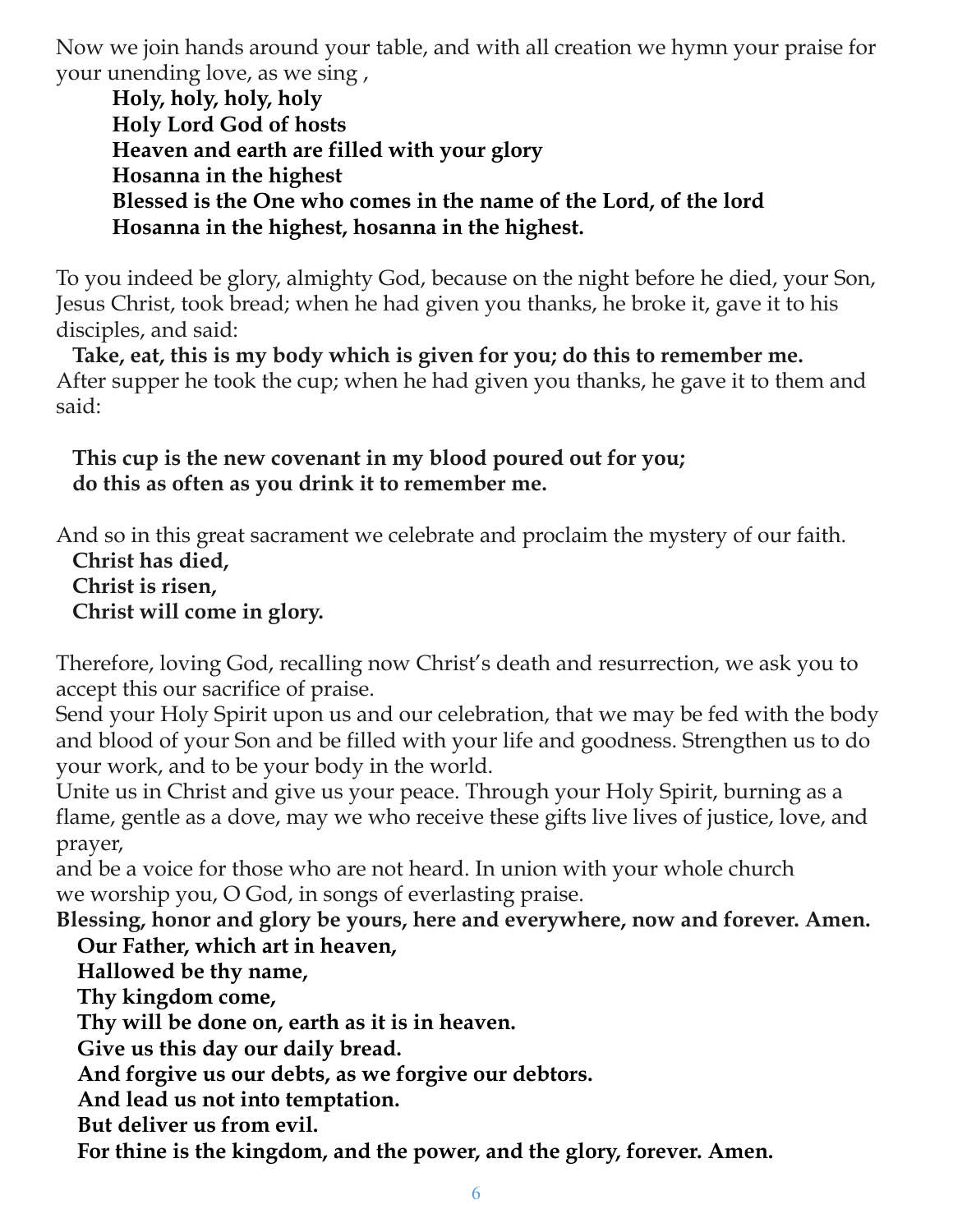Now we join hands around your table, and with all creation we hymn your praise for your unending love, as we sing ,

**Holy, holy, holy, holy**
**Holy Lord God of hosts**
**Heaven and earth are filled with your glory**
**Hosanna in the highest**
**Blessed is the One who comes in the name of the Lord, of the lord**
**Hosanna in the highest, hosanna in the highest.**

To you indeed be glory, almighty God, because on the night before he died, your Son, Jesus Christ, took bread; when he had given you thanks, he broke it, gave it to his disciples, and said:

**Take, eat, this is my body which is given for you; do this to remember me.**
After supper he took the cup; when he had given you thanks, he gave it to them and said:

**This cup is the new covenant in my blood poured out for you;**
**do this as often as you drink it to remember me.**

And so in this great sacrament we celebrate and proclaim the mystery of our faith.
**Christ has died,**
**Christ is risen,**
**Christ will come in glory.**

Therefore, loving God, recalling now Christ's death and resurrection, we ask you to accept this our sacrifice of praise.
Send your Holy Spirit upon us and our celebration, that we may be fed with the body and blood of your Son and be filled with your life and goodness. Strengthen us to do your work, and to be your body in the world.
Unite us in Christ and give us your peace. Through your Holy Spirit, burning as a flame, gentle as a dove, may we who receive these gifts live lives of justice, love, and prayer,
and be a voice for those who are not heard. In union with your whole church
we worship you, O God, in songs of everlasting praise.
**Blessing, honor and glory be yours, here and everywhere, now and forever. Amen.**
**Our Father, which art in heaven,**
**Hallowed be thy name,**
**Thy kingdom come,**
**Thy will be done on, earth as it is in heaven.**
**Give us this day our daily bread.**
**And forgive us our debts, as we forgive our debtors.**
**And lead us not into temptation.**
**But deliver us from evil.**
**For thine is the kingdom, and the power, and the glory, forever. Amen.**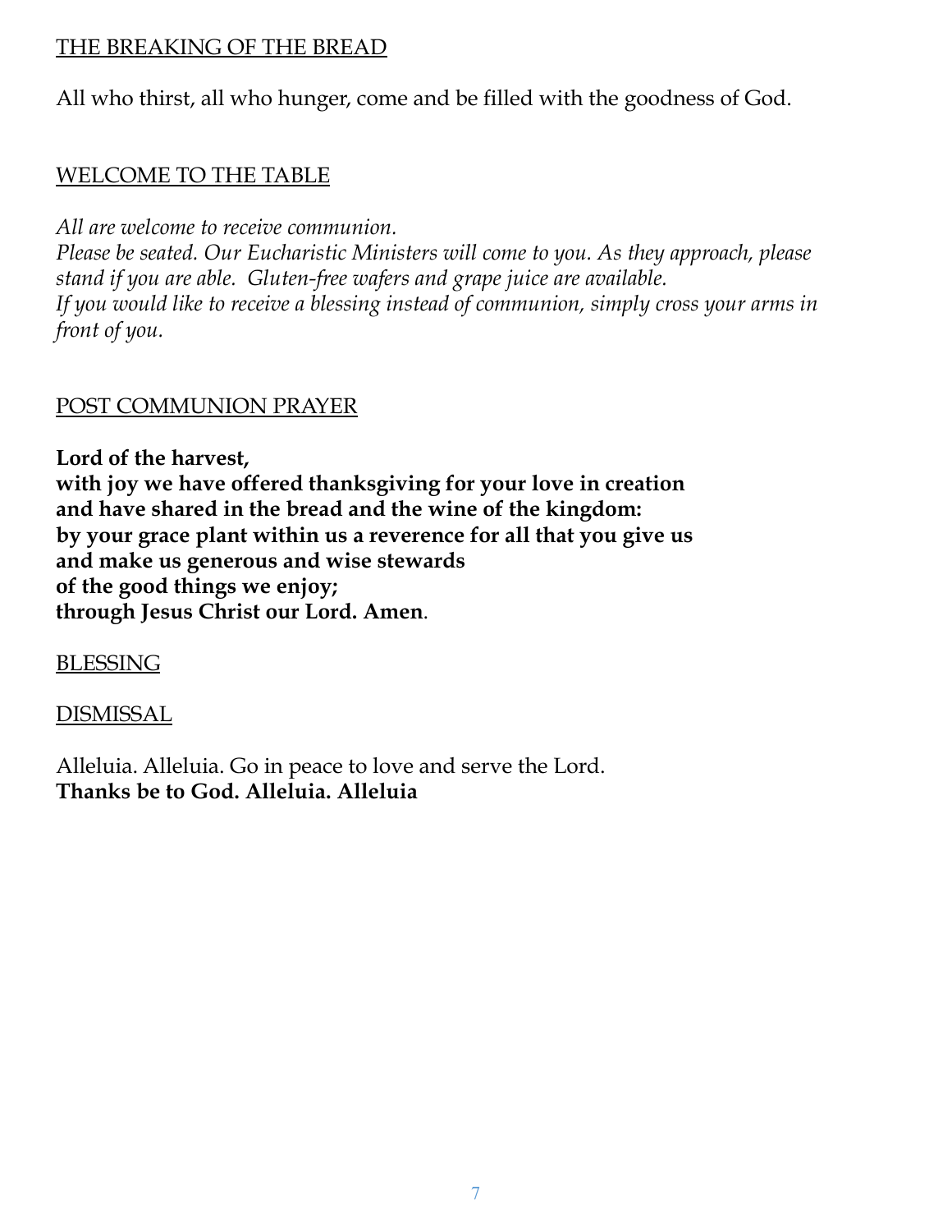## THE BREAKING OF THE BREAD

All who thirst, all who hunger, come and be filled with the goodness of God.

## WELCOME TO THE TABLE

*All are welcome to receive communion.*
*Please be seated. Our Eucharistic Ministers will come to you. As they approach, please stand if you are able. Gluten-free wafers and grape juice are available.*
*If you would like to receive a blessing instead of communion, simply cross your arms in front of you.*

## POST COMMUNION PRAYER

**Lord of the harvest,**
**with joy we have offered thanksgiving for your love in creation**
**and have shared in the bread and the wine of the kingdom:**
**by your grace plant within us a reverence for all that you give us**
**and make us generous and wise stewards**
**of the good things we enjoy;**
**through Jesus Christ our Lord. Amen**.

## BLESSING

## DISMISSAL

Alleluia. Alleluia. Go in peace to love and serve the Lord.
**Thanks be to God. Alleluia. Alleluia**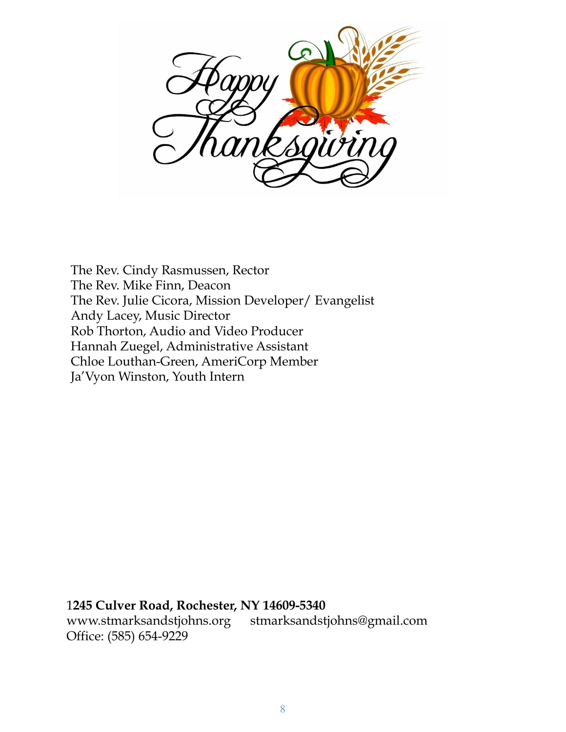Happy Thanksgiving

The Rev. Cindy Rasmussen, Rector
The Rev. Mike Finn, Deacon
The Rev. Julie Cicora, Mission Developer/ Evangelist
Andy Lacey, Music Director
Rob Thorton, Audio and Video Producer
Hannah Zuegel, Administrative Assistant
Chloe Louthan-Green, AmeriCorp Member
Ja'Vyon Winston, Youth Intern

**1245 Culver Road, Rochester, NY 14609-5340**
www.stmarksandstjohns.org stmarksandstjohns@gmail.com
Office: (585) 654-9229